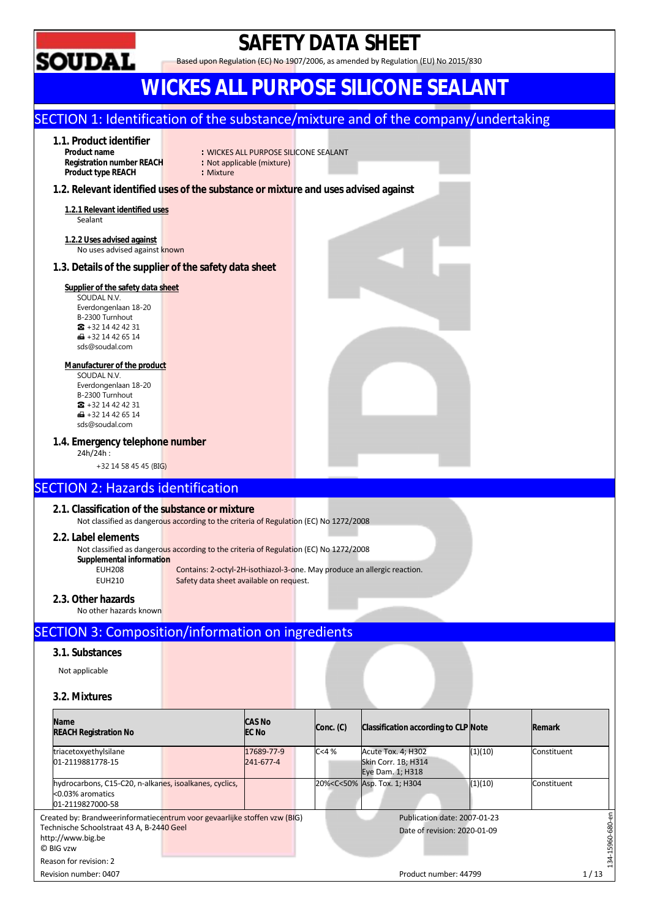# SAFETY DATA SHEET

Based upon Regulation (EC) No 1907/2006, as amended by Regulation (EU) No 2015/830

# WICKES ALL PURPOSE SILICONE SEALANT

## SECTION 1: Identification of the substance/mixture and of the company/undertaking

### 1.1. Product identifier

**Product name** : WICKES ALL PURPOSE SILICONE SEALANT
**Registration number REACH** : Not applicable (mixture)
**Product type REACH** : Mixture

### 1.2. Relevant identified uses of the substance or mixture and uses advised against

**1.2.1 Relevant identified uses**

Sealant

**1.2.2 Uses advised against**

No uses advised against known

### 1.3. Details of the supplier of the safety data sheet

**Supplier of the safety data sheet**

SOUDAL N.V.
Everdongenlaan 18-20
B-2300 Turnhout
☎ +32 14 42 42 31
📠 +32 14 42 65 14
sds@soudal.com

**Manufacturer of the product**

SOUDAL N.V.
Everdongenlaan 18-20
B-2300 Turnhout
☎ +32 14 42 42 31
📠 +32 14 42 65 14
sds@soudal.com

### 1.4. Emergency telephone number

24h/24h :

+32 14 58 45 45 (BIG)

## SECTION 2: Hazards identification

### 2.1. Classification of the substance or mixture

Not classified as dangerous according to the criteria of Regulation (EC) No 1272/2008

### 2.2. Label elements

Not classified as dangerous according to the criteria of Regulation (EC) No 1272/2008

**Supplemental information**

| | |
|---|---|
| EUH208 | Contains: 2-octyl-2H-isothiazol-3-one. May produce an allergic reaction. |
| EUH210 | Safety data sheet available on request. |

### 2.3. Other hazards

No other hazards known

## SECTION 3: Composition/information on ingredients

### 3.1. Substances

Not applicable

### 3.2. Mixtures

| Name<br>REACH Registration No | CAS No<br>EC No | Conc. (C) | Classification according to CLP | Note | Remark |
|---|---|---|---|---|---|
| triacetoxyethylsilane<br>01-2119881778-15 | 17689-77-9<br>241-677-4 | C<4 % | Acute Tox. 4; H302<br>Skin Corr. 1B; H314<br>Eye Dam. 1; H318 | (1)(10) | Constituent |
| hydrocarbons, C15-C20, n-alkanes, isoalkanes, cyclics, <0.03% aromatics<br>01-2119827000-58 | | 20%<C<50% | Asp. Tox. 1; H304 | (1)(10) | Constituent |

Created by: Brandweerinformatiecentrum voor gevaarlijke stoffen vzw (BIG)
Technische Schoolstraat 43 A, B-2440 Geel
http://www.big.be
© BIG vzw
Reason for revision: 2
Revision number: 0407

Publication date: 2007-01-23
Date of revision: 2020-01-09
Product number: 44799

134-15960-680-en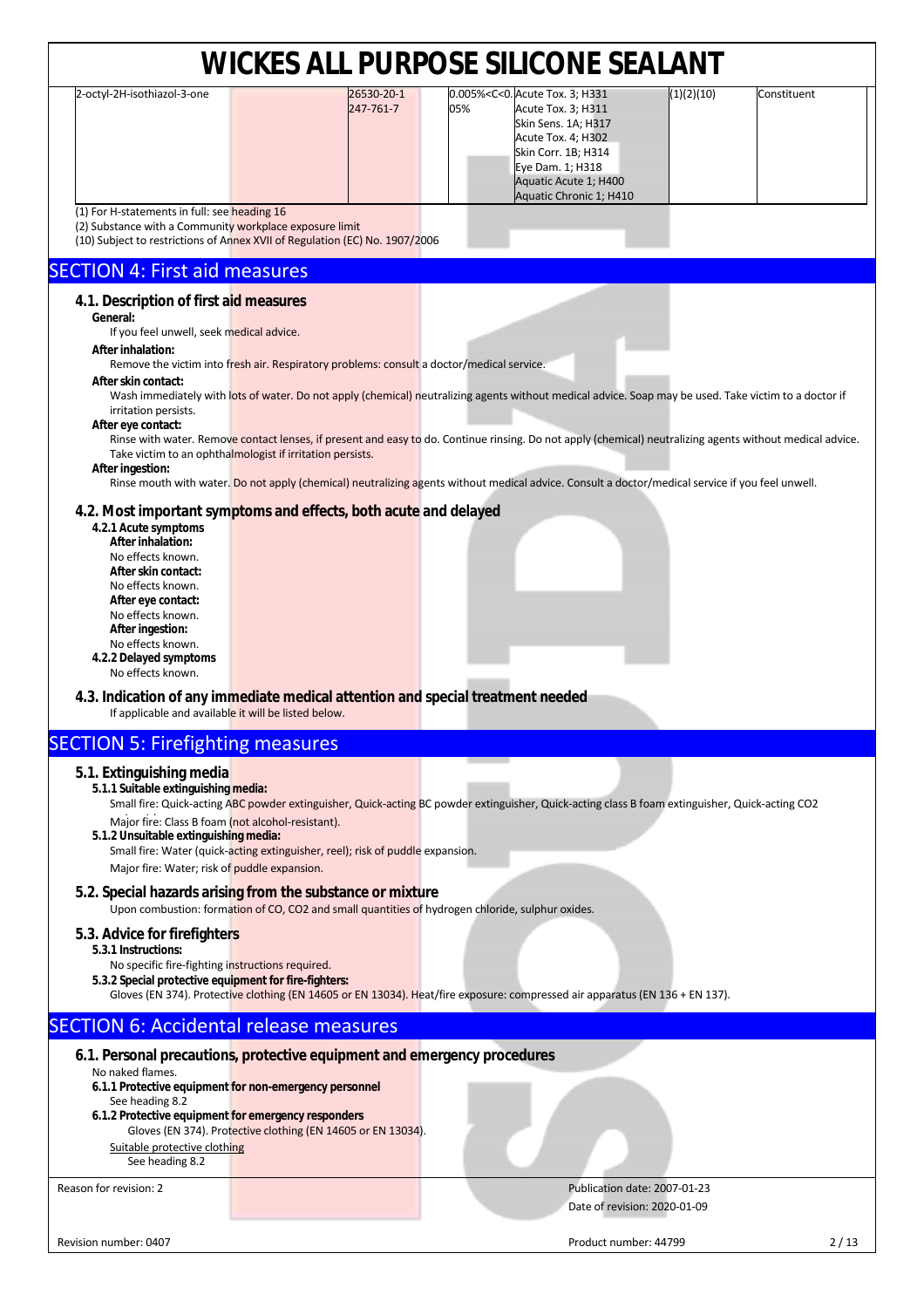# WICKES ALL PURPOSE SILICONE SEALANT

| | | | | | |
|---|---|---|---|---|---|
| 2-octyl-2H-isothiazol-3-one | 26530-20-1<br>247-761-7 | 0.005%<C<0.05% | Acute Tox. 3; H331<br>Acute Tox. 3; H311<br>Skin Sens. 1A; H317<br>Acute Tox. 4; H302<br>Skin Corr. 1B; H314<br>Eye Dam. 1; H318<br>Aquatic Acute 1; H400<br>Aquatic Chronic 1; H410 | (1)(2)(10) | Constituent |

(1) For H-statements in full: see heading 16

(2) Substance with a Community workplace exposure limit

(10) Subject to restrictions of Annex XVII of Regulation (EC) No. 1907/2006

## SECTION 4: First aid measures

### 4.1. Description of first aid measures

**General:**

If you feel unwell, seek medical advice.

**After inhalation:**

Remove the victim into fresh air. Respiratory problems: consult a doctor/medical service.

**After skin contact:**

Wash immediately with lots of water. Do not apply (chemical) neutralizing agents without medical advice. Soap may be used. Take victim to a doctor if irritation persists.

**After eye contact:**

Rinse with water. Remove contact lenses, if present and easy to do. Continue rinsing. Do not apply (chemical) neutralizing agents without medical advice. Take victim to an ophthalmologist if irritation persists.

**After ingestion:**

Rinse mouth with water. Do not apply (chemical) neutralizing agents without medical advice. Consult a doctor/medical service if you feel unwell.

### 4.2. Most important symptoms and effects, both acute and delayed

**4.2.1 Acute symptoms**

**After inhalation:**

No effects known.

**After skin contact:**

No effects known.

**After eye contact:**

No effects known.

**After ingestion:**

No effects known.

**4.2.2 Delayed symptoms**

No effects known.

### 4.3. Indication of any immediate medical attention and special treatment needed

If applicable and available it will be listed below.

## SECTION 5: Firefighting measures

### 5.1. Extinguishing media

**5.1.1 Suitable extinguishing media:**

Small fire: Quick-acting ABC powder extinguisher, Quick-acting BC powder extinguisher, Quick-acting class B foam extinguisher, Quick-acting CO2 extinguisher.

Major fire: Class B foam (not alcohol-resistant).

**5.1.2 Unsuitable extinguishing media:**

Small fire: Water (quick-acting extinguisher, reel); risk of puddle expansion.

Major fire: Water; risk of puddle expansion.

### 5.2. Special hazards arising from the substance or mixture

Upon combustion: formation of CO, CO2 and small quantities of hydrogen chloride, sulphur oxides.

### 5.3. Advice for firefighters

**5.3.1 Instructions:**

No specific fire-fighting instructions required.

**5.3.2 Special protective equipment for fire-fighters:**

Gloves (EN 374). Protective clothing (EN 14605 or EN 13034). Heat/fire exposure: compressed air apparatus (EN 136 + EN 137).

## SECTION 6: Accidental release measures

### 6.1. Personal precautions, protective equipment and emergency procedures

No naked flames.

**6.1.1 Protective equipment for non-emergency personnel**

See heading 8.2

**6.1.2 Protective equipment for emergency responders**

Gloves (EN 374). Protective clothing (EN 14605 or EN 13034).

Suitable protective clothing

See heading 8.2

Reason for revision: 2

Publication date: 2007-01-23

Date of revision: 2020-01-09

Revision number: 0407

Product number: 44799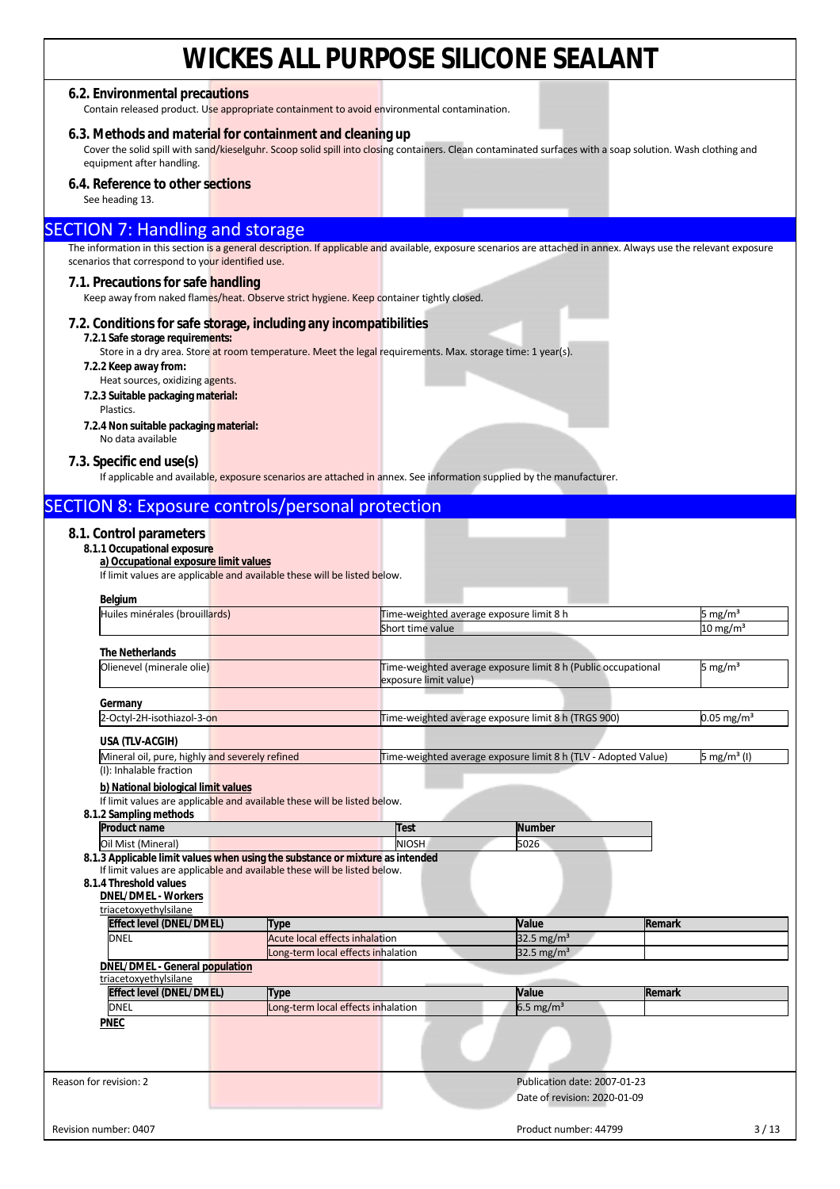# WICKES ALL PURPOSE SILICONE SEALANT

### 6.2. Environmental precautions

Contain released product. Use appropriate containment to avoid environmental contamination.

### 6.3. Methods and material for containment and cleaning up

Cover the solid spill with sand/kieselguhr. Scoop solid spill into closing containers. Clean contaminated surfaces with a soap solution. Wash clothing and equipment after handling.

### 6.4. Reference to other sections

See heading 13.

## SECTION 7: Handling and storage

The information in this section is a general description. If applicable and available, exposure scenarios are attached in annex. Always use the relevant exposure scenarios that correspond to your identified use.

### 7.1. Precautions for safe handling

Keep away from naked flames/heat. Observe strict hygiene. Keep container tightly closed.

### 7.2. Conditions for safe storage, including any incompatibilities

**7.2.1 Safe storage requirements:**

Store in a dry area. Store at room temperature. Meet the legal requirements. Max. storage time: 1 year(s).

**7.2.2 Keep away from:**

Heat sources, oxidizing agents.

**7.2.3 Suitable packaging material:**

Plastics.

**7.2.4 Non suitable packaging material:**

No data available

### 7.3. Specific end use(s)

If applicable and available, exposure scenarios are attached in annex. See information supplied by the manufacturer.

## SECTION 8: Exposure controls/personal protection

### 8.1. Control parameters

**8.1.1 Occupational exposure**

**a) Occupational exposure limit values**

If limit values are applicable and available these will be listed below.

**Belgium**

| | | |
|---|---|---|
| Huiles minérales (brouillards) | Time-weighted average exposure limit 8 h | 5 mg/m³ |
| | Short time value | 10 mg/m³ |

**The Netherlands**

| | | |
|---|---|---|
| Olienevel (minerale olie) | Time-weighted average exposure limit 8 h (Public occupational exposure limit value) | 5 mg/m³ |

**Germany**

| | | |
|---|---|---|
| 2-Octyl-2H-isothiazol-3-on | Time-weighted average exposure limit 8 h (TRGS 900) | 0.05 mg/m³ |

**USA (TLV-ACGIH)**

| | | |
|---|---|---|
| Mineral oil, pure, highly and severely refined | Time-weighted average exposure limit 8 h (TLV - Adopted Value) | 5 mg/m³ (I) |

(I): Inhalable fraction

**b) National biological limit values**

If limit values are applicable and available these will be listed below.

**8.1.2 Sampling methods**

| Product name | Test | Number |
|---|---|---|
| Oil Mist (Mineral) | NIOSH | 5026 |

**8.1.3 Applicable limit values when using the substance or mixture as intended**

If limit values are applicable and available these will be listed below.

**8.1.4 Threshold values**

**DNEL/DMEL - Workers**

triacetoxyethylsilane

| Effect level (DNEL/DMEL) | Type | Value | Remark |
|---|---|---|---|
| DNEL | Acute local effects inhalation | 32.5 mg/m³ | |
| | Long-term local effects inhalation | 32.5 mg/m³ | |

**DNEL/DMEL - General population**

triacetoxyethylsilane

| Effect level (DNEL/DMEL) | Type | Value | Remark |
|---|---|---|---|
| DNEL | Long-term local effects inhalation | 6.5 mg/m³ | |

**PNEC**

Reason for revision: 2

Publication date: 2007-01-23

Date of revision: 2020-01-09

Revision number: 0407

Product number: 44799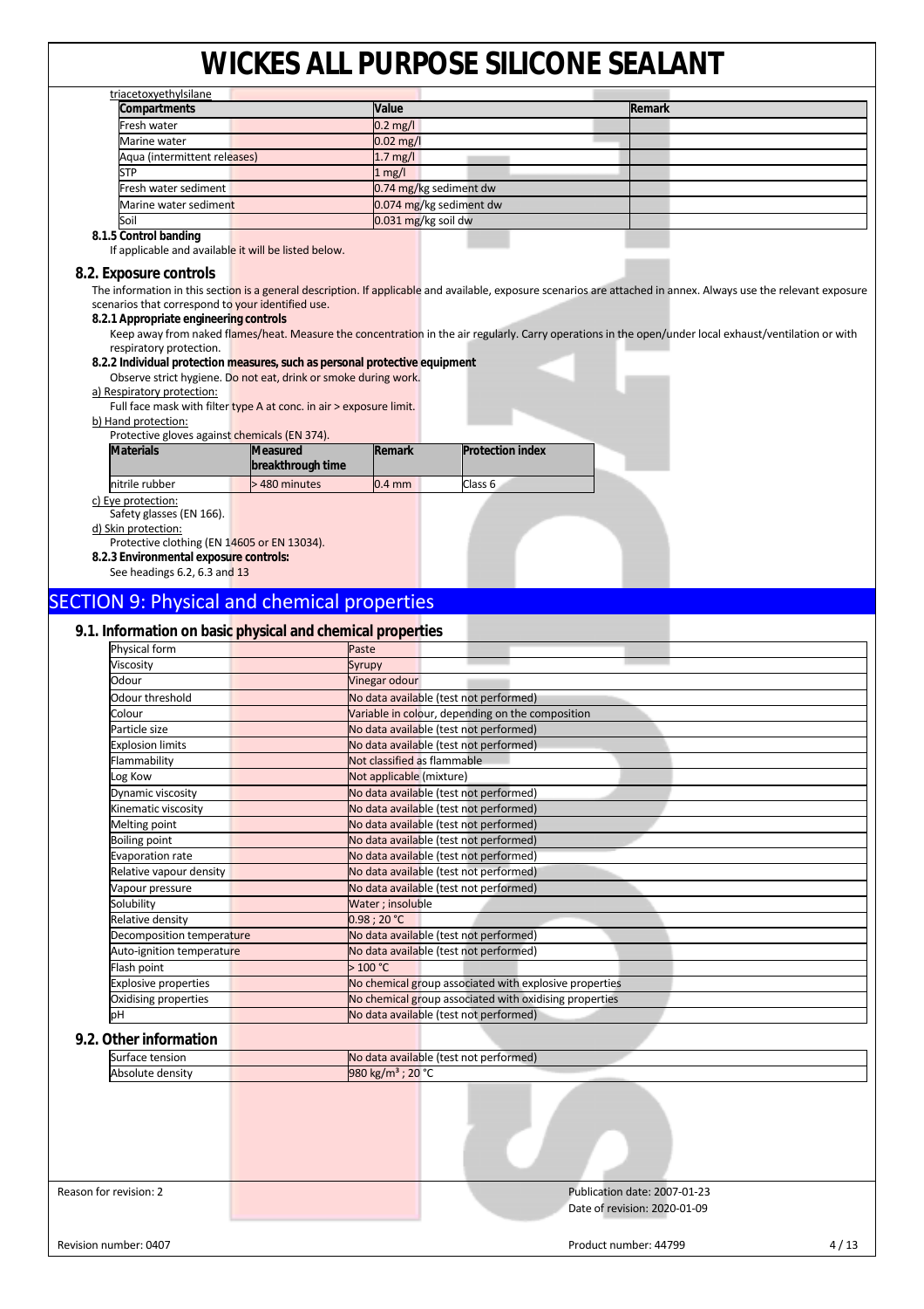triacetoxyethylsilane

| Compartments | Value | Remark |
|---|---|---|
| Fresh water | 0.2 mg/l | |
| Marine water | 0.02 mg/l | |
| Aqua (intermittent releases) | 1.7 mg/l | |
| STP | 1 mg/l | |
| Fresh water sediment | 0.74 mg/kg sediment dw | |
| Marine water sediment | 0.074 mg/kg sediment dw | |
| Soil | 0.031 mg/kg soil dw | |

**8.1.5 Control banding**

If applicable and available it will be listed below.

## 8.2. Exposure controls

The information in this section is a general description. If applicable and available, exposure scenarios are attached in annex. Always use the relevant exposure scenarios that correspond to your identified use.

**8.2.1 Appropriate engineering controls**

Keep away from naked flames/heat. Measure the concentration in the air regularly. Carry operations in the open/under local exhaust/ventilation or with respiratory protection.

**8.2.2 Individual protection measures, such as personal protective equipment**

Observe strict hygiene. Do not eat, drink or smoke during work.

a) Respiratory protection:

Full face mask with filter type A at conc. in air > exposure limit.

b) Hand protection:

Protective gloves against chemicals (EN 374).

| Materials | Measured breakthrough time | Remark | Protection index |
|---|---|---|---|
| nitrile rubber | > 480 minutes | 0.4 mm | Class 6 |

c) Eye protection:

Safety glasses (EN 166).

d) Skin protection:

Protective clothing (EN 14605 or EN 13034).

**8.2.3 Environmental exposure controls:**

See headings 6.2, 6.3 and 13

# SECTION 9: Physical and chemical properties

## 9.1. Information on basic physical and chemical properties

| Property | Value |
|---|---|
| Physical form | Paste |
| Viscosity | Syrupy |
| Odour | Vinegar odour |
| Odour threshold | No data available (test not performed) |
| Colour | Variable in colour, depending on the composition |
| Particle size | No data available (test not performed) |
| Explosion limits | No data available (test not performed) |
| Flammability | Not classified as flammable |
| Log Kow | Not applicable (mixture) |
| Dynamic viscosity | No data available (test not performed) |
| Kinematic viscosity | No data available (test not performed) |
| Melting point | No data available (test not performed) |
| Boiling point | No data available (test not performed) |
| Evaporation rate | No data available (test not performed) |
| Relative vapour density | No data available (test not performed) |
| Vapour pressure | No data available (test not performed) |
| Solubility | Water ; insoluble |
| Relative density | 0.98 ; 20 °C |
| Decomposition temperature | No data available (test not performed) |
| Auto-ignition temperature | No data available (test not performed) |
| Flash point | > 100 °C |
| Explosive properties | No chemical group associated with explosive properties |
| Oxidising properties | No chemical group associated with oxidising properties |
| pH | No data available (test not performed) |

## 9.2. Other information

| Property | Value |
|---|---|
| Surface tension | No data available (test not performed) |
| Absolute density | 980 kg/m³ ; 20 °C |

Reason for revision: 2

Publication date: 2007-01-23

Date of revision: 2020-01-09

Revision number: 0407

Product number: 44799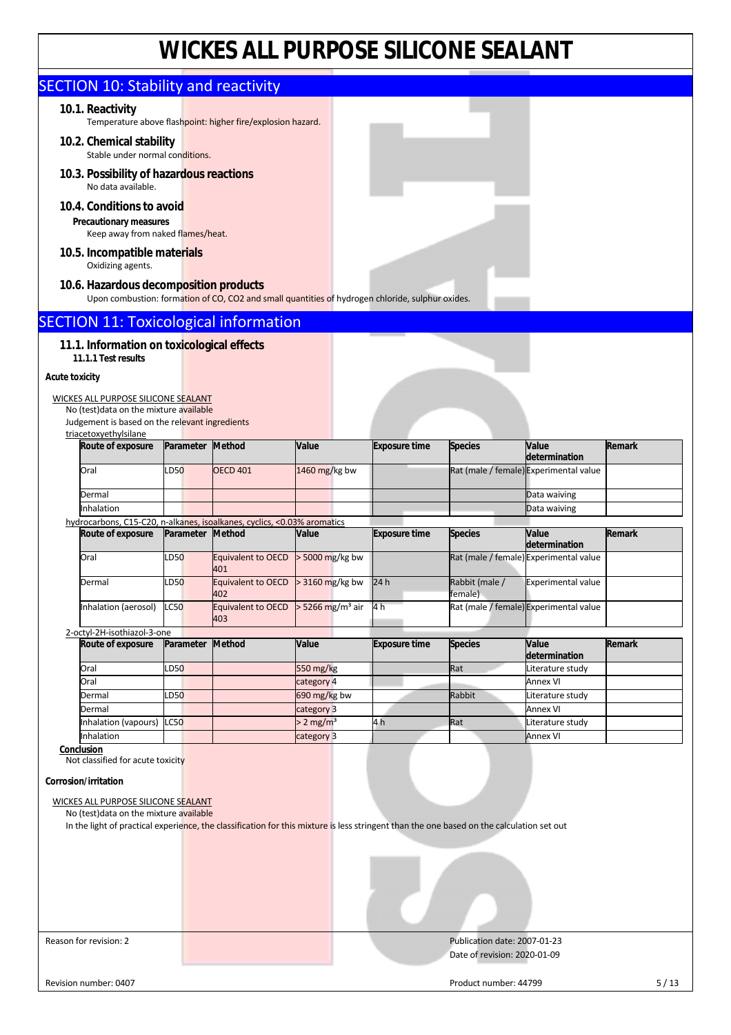# WICKES ALL PURPOSE SILICONE SEALANT

## SECTION 10: Stability and reactivity

### 10.1. Reactivity

Temperature above flashpoint: higher fire/explosion hazard.

### 10.2. Chemical stability

Stable under normal conditions.

### 10.3. Possibility of hazardous reactions

No data available.

### 10.4. Conditions to avoid

**Precautionary measures**

Keep away from naked flames/heat.

### 10.5. Incompatible materials

Oxidizing agents.

### 10.6. Hazardous decomposition products

Upon combustion: formation of CO, CO2 and small quantities of hydrogen chloride, sulphur oxides.

## SECTION 11: Toxicological information

### 11.1. Information on toxicological effects

**11.1.1 Test results**

**Acute toxicity**

WICKES ALL PURPOSE SILICONE SEALANT

No (test)data on the mixture available

Judgement is based on the relevant ingredients

triacetoxyethylsilane

| Route of exposure | Parameter | Method | Value | Exposure time | Species | Value determination | Remark |
|---|---|---|---|---|---|---|---|
| Oral | LD50 | OECD 401 | 1460 mg/kg bw | | Rat (male / female) | Experimental value | |
| Dermal | | | | | | Data waiving | |
| Inhalation | | | | | | Data waiving | |

hydrocarbons, C15-C20, n-alkanes, isoalkanes, cyclics, <0.03% aromatics

| Route of exposure | Parameter | Method | Value | Exposure time | Species | Value determination | Remark |
|---|---|---|---|---|---|---|---|
| Oral | LD50 | Equivalent to OECD 401 | > 5000 mg/kg bw | | Rat (male / female) | Experimental value | |
| Dermal | LD50 | Equivalent to OECD 402 | > 3160 mg/kg bw | 24 h | Rabbit (male / female) | Experimental value | |
| Inhalation (aerosol) | LC50 | Equivalent to OECD 403 | > 5266 mg/m³ air | 4 h | Rat (male / female) | Experimental value | |

2-octyl-2H-isothiazol-3-one

| Route of exposure | Parameter | Method | Value | Exposure time | Species | Value determination | Remark |
|---|---|---|---|---|---|---|---|
| Oral | LD50 | | 550 mg/kg | | Rat | Literature study | |
| Oral | | | category 4 | | | Annex VI | |
| Dermal | LD50 | | 690 mg/kg bw | | Rabbit | Literature study | |
| Dermal | | | category 3 | | | Annex VI | |
| Inhalation (vapours) | LC50 | | > 2 mg/m³ | 4 h | Rat | Literature study | |
| Inhalation | | | category 3 | | | Annex VI | |

**Conclusion**

Not classified for acute toxicity

**Corrosion/irritation**

WICKES ALL PURPOSE SILICONE SEALANT

No (test)data on the mixture available

In the light of practical experience, the classification for this mixture is less stringent than the one based on the calculation set out

Reason for revision: 2

Publication date: 2007-01-23

Date of revision: 2020-01-09

Revision number: 0407

Product number: 44799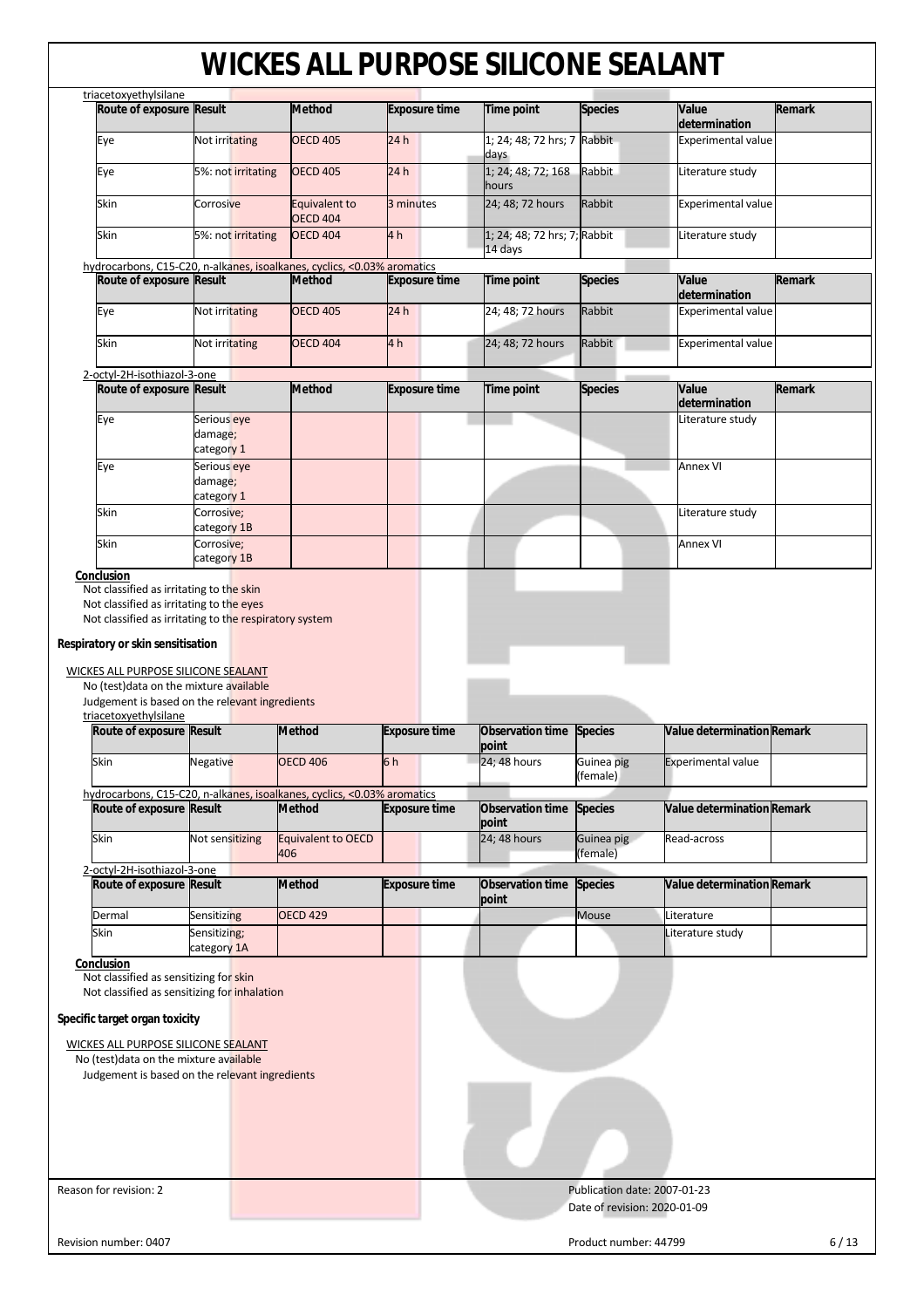triacetoxyethylsilane

| Route of exposure | Result | Method | Exposure time | Time point | Species | Value determination | Remark |
|---|---|---|---|---|---|---|---|
| Eye | Not irritating | OECD 405 | 24 h | 1; 24; 48; 72 hrs; 7 days | Rabbit | Experimental value | |
| Eye | 5%: not irritating | OECD 405 | 24 h | 1; 24; 48; 72; 168 hours | Rabbit | Literature study | |
| Skin | Corrosive | Equivalent to OECD 404 | 3 minutes | 24; 48; 72 hours | Rabbit | Experimental value | |
| Skin | 5%: not irritating | OECD 404 | 4 h | 1; 24; 48; 72 hrs; 7; 14 days | Rabbit | Literature study | |

hydrocarbons, C15-C20, n-alkanes, isoalkanes, cyclics, <0.03% aromatics

| Route of exposure | Result | Method | Exposure time | Time point | Species | Value determination | Remark |
|---|---|---|---|---|---|---|---|
| Eye | Not irritating | OECD 405 | 24 h | 24; 48; 72 hours | Rabbit | Experimental value | |
| Skin | Not irritating | OECD 404 | 4 h | 24; 48; 72 hours | Rabbit | Experimental value | |

2-octyl-2H-isothiazol-3-one

| Route of exposure | Result | Method | Exposure time | Time point | Species | Value determination | Remark |
|---|---|---|---|---|---|---|---|
| Eye | Serious eye damage; category 1 | | | | | Literature study | |
| Eye | Serious eye damage; category 1 | | | | | Annex VI | |
| Skin | Corrosive; category 1B | | | | | Literature study | |
| Skin | Corrosive; category 1B | | | | | Annex VI | |

**Conclusion**

Not classified as irritating to the skin
Not classified as irritating to the eyes
Not classified as irritating to the respiratory system

**Respiratory or skin sensitisation**

WICKES ALL PURPOSE SILICONE SEALANT

No (test)data on the mixture available
Judgement is based on the relevant ingredients

triacetoxyethylsilane

| Route of exposure | Result | Method | Exposure time | Observation time point | Species | Value determination | Remark |
|---|---|---|---|---|---|---|---|
| Skin | Negative | OECD 406 | 6 h | 24; 48 hours | Guinea pig (female) | Experimental value | |

hydrocarbons, C15-C20, n-alkanes, isoalkanes, cyclics, <0.03% aromatics

| Route of exposure | Result | Method | Exposure time | Observation time point | Species | Value determination | Remark |
|---|---|---|---|---|---|---|---|
| Skin | Not sensitizing | Equivalent to OECD 406 | | 24; 48 hours | Guinea pig (female) | Read-across | |

2-octyl-2H-isothiazol-3-one

| Route of exposure | Result | Method | Exposure time | Observation time point | Species | Value determination | Remark |
|---|---|---|---|---|---|---|---|
| Dermal | Sensitizing | OECD 429 | | | Mouse | Literature | |
| Skin | Sensitizing; category 1A | | | | | Literature study | |

**Conclusion**

Not classified as sensitizing for skin
Not classified as sensitizing for inhalation

**Specific target organ toxicity**

WICKES ALL PURPOSE SILICONE SEALANT

No (test)data on the mixture available
Judgement is based on the relevant ingredients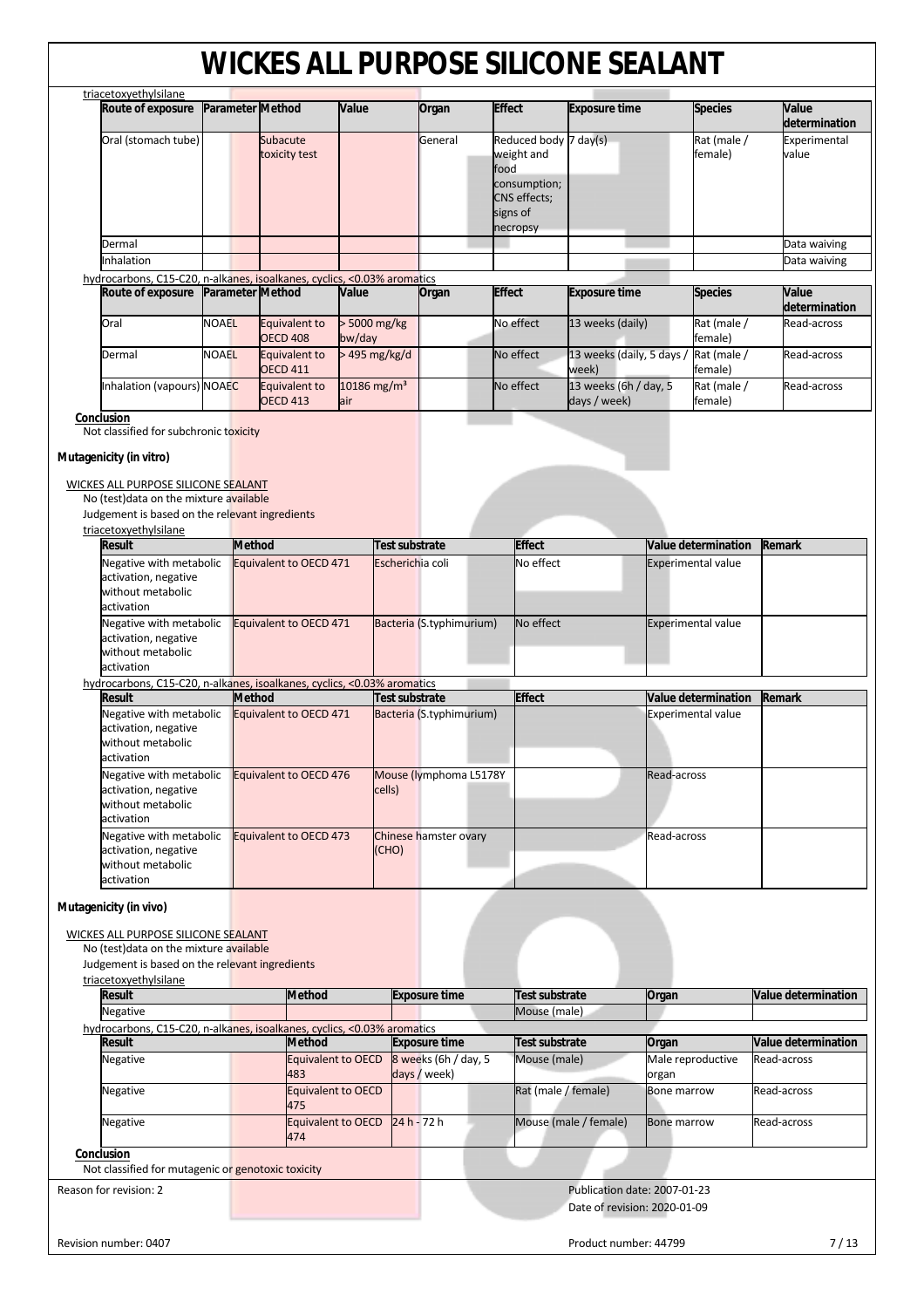triacetoxyethylsilane

| Route of exposure | Parameter | Method | Value | Organ | Effect | Exposure time | Species | Value determination |
|---|---|---|---|---|---|---|---|---|
| Oral (stomach tube) | | Subacute toxicity test | | General | Reduced body weight and food consumption; CNS effects; signs of necropsy | 7 day(s) | Rat (male / female) | Experimental value |
| Dermal | | | | | | | | Data waiving |
| Inhalation | | | | | | | | Data waiving |

hydrocarbons, C15-C20, n-alkanes, isoalkanes, cyclics, <0.03% aromatics

| Route of exposure | Parameter | Method | Value | Organ | Effect | Exposure time | Species | Value determination |
|---|---|---|---|---|---|---|---|---|
| Oral | NOAEL | Equivalent to OECD 408 | > 5000 mg/kg bw/day | | No effect | 13 weeks (daily) | Rat (male / female) | Read-across |
| Dermal | NOAEL | Equivalent to OECD 411 | > 495 mg/kg/d | | No effect | 13 weeks (daily, 5 days / week) | Rat (male / female) | Read-across |
| Inhalation (vapours) | NOAEC | Equivalent to OECD 413 | 10186 mg/m³ air | | No effect | 13 weeks (6h / day, 5 days / week) | Rat (male / female) | Read-across |

**Conclusion**

Not classified for subchronic toxicity

### Mutagenicity (in vitro)

WICKES ALL PURPOSE SILICONE SEALANT

No (test)data on the mixture available

Judgement is based on the relevant ingredients

triacetoxyethylsilane

| Result | Method | Test substrate | Effect | Value determination | Remark |
|---|---|---|---|---|---|
| Negative with metabolic activation, negative without metabolic activation | Equivalent to OECD 471 | Escherichia coli | No effect | Experimental value | |
| Negative with metabolic activation, negative without metabolic activation | Equivalent to OECD 471 | Bacteria (S.typhimurium) | No effect | Experimental value | |

hydrocarbons, C15-C20, n-alkanes, isoalkanes, cyclics, <0.03% aromatics

| Result | Method | Test substrate | Effect | Value determination | Remark |
|---|---|---|---|---|---|
| Negative with metabolic activation, negative without metabolic activation | Equivalent to OECD 471 | Bacteria (S.typhimurium) | | Experimental value | |
| Negative with metabolic activation, negative without metabolic activation | Equivalent to OECD 476 | Mouse (lymphoma L5178Y cells) | | Read-across | |
| Negative with metabolic activation, negative without metabolic activation | Equivalent to OECD 473 | Chinese hamster ovary (CHO) | | Read-across | |

### Mutagenicity (in vivo)

WICKES ALL PURPOSE SILICONE SEALANT

No (test)data on the mixture available

Judgement is based on the relevant ingredients

triacetoxyethylsilane

| Result | Method | Exposure time | Test substrate | Organ | Value determination |
|---|---|---|---|---|---|
| Negative | | | Mouse (male) | | |

hydrocarbons, C15-C20, n-alkanes, isoalkanes, cyclics, <0.03% aromatics

| Result | Method | Exposure time | Test substrate | Organ | Value determination |
|---|---|---|---|---|---|
| Negative | Equivalent to OECD 483 | 8 weeks (6h / day, 5 days / week) | Mouse (male) | Male reproductive organ | Read-across |
| Negative | Equivalent to OECD 475 | | Rat (male / female) | Bone marrow | Read-across |
| Negative | Equivalent to OECD 474 | 24 h - 72 h | Mouse (male / female) | Bone marrow | Read-across |

**Conclusion**

Not classified for mutagenic or genotoxic toxicity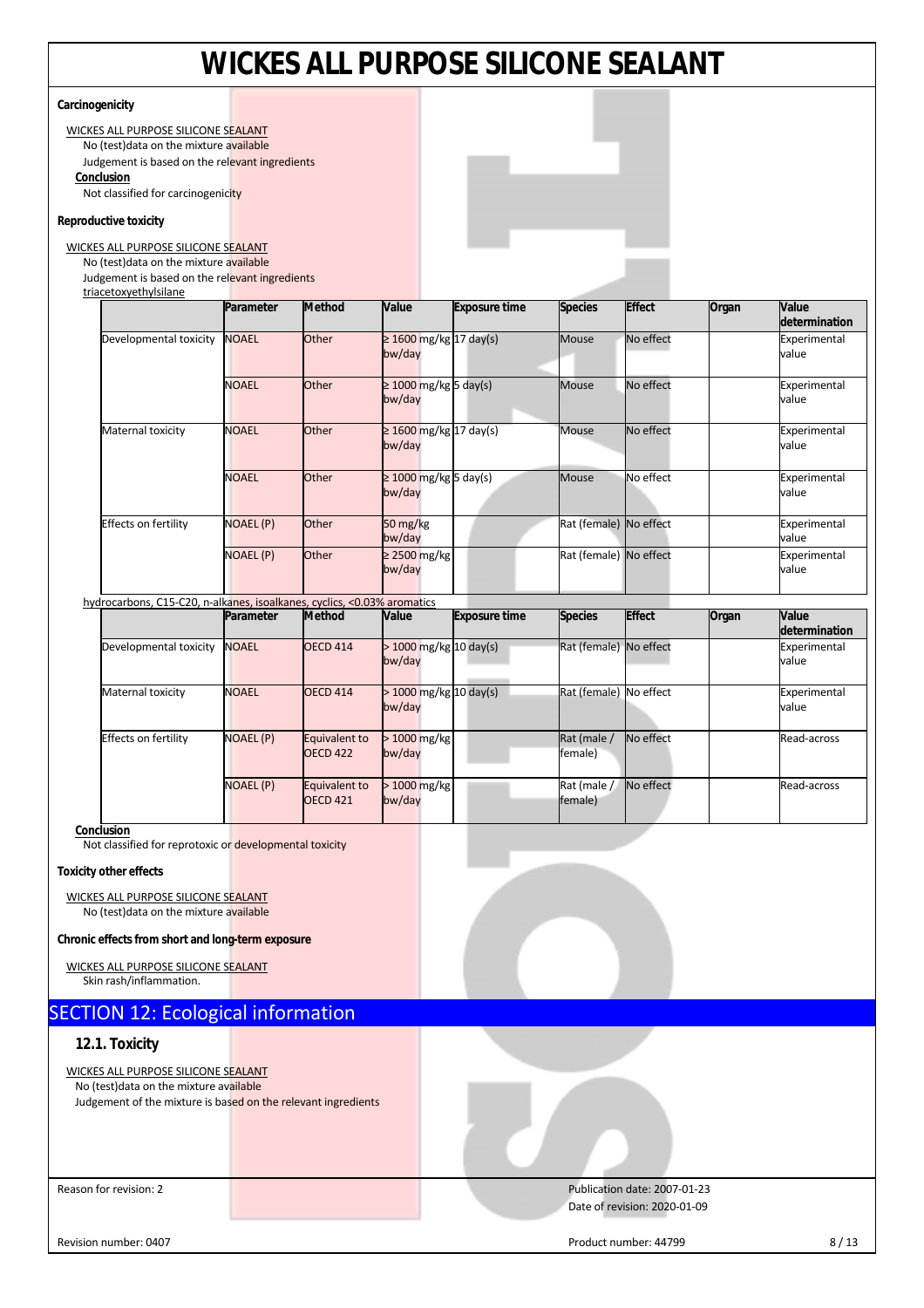**Carcinogenicity**

WICKES ALL PURPOSE SILICONE SEALANT

No (test)data on the mixture available

Judgement is based on the relevant ingredients

**Conclusion**

Not classified for carcinogenicity

**Reproductive toxicity**

WICKES ALL PURPOSE SILICONE SEALANT

No (test)data on the mixture available

Judgement is based on the relevant ingredients

triacetoxyethylsilane

| | Parameter | Method | Value | Exposure time | Species | Effect | Organ | Value determination |
|---|---|---|---|---|---|---|---|---|
| Developmental toxicity | NOAEL | Other | ≥ 1600 mg/kg bw/day | 17 day(s) | Mouse | No effect | | Experimental value |
| | NOAEL | Other | ≥ 1000 mg/kg bw/day | 5 day(s) | Mouse | No effect | | Experimental value |
| Maternal toxicity | NOAEL | Other | ≥ 1600 mg/kg bw/day | 17 day(s) | Mouse | No effect | | Experimental value |
| | NOAEL | Other | ≥ 1000 mg/kg bw/day | 5 day(s) | Mouse | No effect | | Experimental value |
| Effects on fertility | NOAEL (P) | Other | 50 mg/kg bw/day | | Rat (female) | No effect | | Experimental value |
| | NOAEL (P) | Other | ≥ 2500 mg/kg bw/day | | Rat (female) | No effect | | Experimental value |

hydrocarbons, C15-C20, n-alkanes, isoalkanes, cyclics, <0.03% aromatics

| | Parameter | Method | Value | Exposure time | Species | Effect | Organ | Value determination |
|---|---|---|---|---|---|---|---|---|
| Developmental toxicity | NOAEL | OECD 414 | > 1000 mg/kg bw/day | 10 day(s) | Rat (female) | No effect | | Experimental value |
| Maternal toxicity | NOAEL | OECD 414 | > 1000 mg/kg bw/day | 10 day(s) | Rat (female) | No effect | | Experimental value |
| Effects on fertility | NOAEL (P) | Equivalent to OECD 422 | > 1000 mg/kg bw/day | | Rat (male / female) | No effect | | Read-across |
| | NOAEL (P) | Equivalent to OECD 421 | > 1000 mg/kg bw/day | | Rat (male / female) | No effect | | Read-across |

**Conclusion**

Not classified for reprotoxic or developmental toxicity

**Toxicity other effects**

WICKES ALL PURPOSE SILICONE SEALANT

No (test)data on the mixture available

**Chronic effects from short and long-term exposure**

WICKES ALL PURPOSE SILICONE SEALANT

Skin rash/inflammation.

## SECTION 12: Ecological information

### 12.1. Toxicity

WICKES ALL PURPOSE SILICONE SEALANT

No (test)data on the mixture available

Judgement of the mixture is based on the relevant ingredients

Reason for revision: 2

Publication date: 2007-01-23

Date of revision: 2020-01-09

Revision number: 0407

Product number: 44799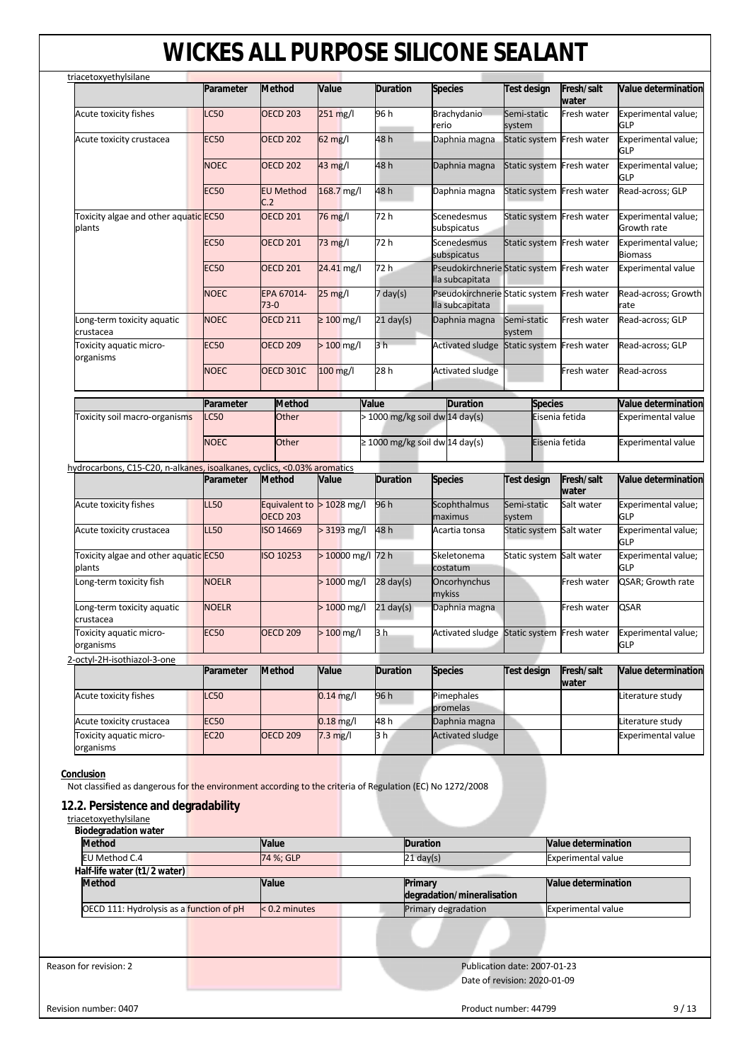triacetoxyethylsilane

| | Parameter | Method | Value | Duration | Species | Test design | Fresh/salt water | Value determination |
|---|---|---|---|---|---|---|---|---|
| Acute toxicity fishes | LC50 | OECD 203 | 251 mg/l | 96 h | Brachydanio rerio | Semi-static system | Fresh water | Experimental value; GLP |
| Acute toxicity crustacea | EC50 | OECD 202 | 62 mg/l | 48 h | Daphnia magna | Static system | Fresh water | Experimental value; GLP |
| | NOEC | OECD 202 | 43 mg/l | 48 h | Daphnia magna | Static system | Fresh water | Experimental value; GLP |
| | EC50 | EU Method C.2 | 168.7 mg/l | 48 h | Daphnia magna | Static system | Fresh water | Read-across; GLP |
| Toxicity algae and other aquatic plants | EC50 | OECD 201 | 76 mg/l | 72 h | Scenedesmus subspicatus | Static system | Fresh water | Experimental value; Growth rate |
| | EC50 | OECD 201 | 73 mg/l | 72 h | Scenedesmus subspicatus | Static system | Fresh water | Experimental value; Biomass |
| | EC50 | OECD 201 | 24.41 mg/l | 72 h | Pseudokirchnerie lla subcapitata | Static system | Fresh water | Experimental value |
| | NOEC | EPA 67014-73-0 | 25 mg/l | 7 day(s) | Pseudokirchnerie lla subcapitata | Static system | Fresh water | Read-across; Growth rate |
| Long-term toxicity aquatic crustacea | NOEC | OECD 211 | ≥ 100 mg/l | 21 day(s) | Daphnia magna | Semi-static system | Fresh water | Read-across; GLP |
| Toxicity aquatic micro-organisms | EC50 | OECD 209 | > 100 mg/l | 3 h | Activated sludge | Static system | Fresh water | Read-across; GLP |
| | NOEC | OECD 301C | 100 mg/l | 28 h | Activated sludge | | Fresh water | Read-across |

| | Parameter | Method | Value | Duration | Species | Value determination |
|---|---|---|---|---|---|---|
| Toxicity soil macro-organisms | LC50 | Other | > 1000 mg/kg soil dw | 14 day(s) | Eisenia fetida | Experimental value |
| | NOEC | Other | ≥ 1000 mg/kg soil dw | 14 day(s) | Eisenia fetida | Experimental value |

hydrocarbons, C15-C20, n-alkanes, isoalkanes, cyclics, <0.03% aromatics

| | Parameter | Method | Value | Duration | Species | Test design | Fresh/salt water | Value determination |
|---|---|---|---|---|---|---|---|---|
| Acute toxicity fishes | LL50 | Equivalent to OECD 203 | > 1028 mg/l | 96 h | Scophthalmus maximus | Semi-static system | Salt water | Experimental value; GLP |
| Acute toxicity crustacea | LL50 | ISO 14669 | > 3193 mg/l | 48 h | Acartia tonsa | Static system | Salt water | Experimental value; GLP |
| Toxicity algae and other aquatic plants | EC50 | ISO 10253 | > 10000 mg/l | 72 h | Skeletonema costatum | Static system | Salt water | Experimental value; GLP |
| Long-term toxicity fish | NOELR | | > 1000 mg/l | 28 day(s) | Oncorhynchus mykiss | | Fresh water | QSAR; Growth rate |
| Long-term toxicity aquatic crustacea | NOELR | | > 1000 mg/l | 21 day(s) | Daphnia magna | | Fresh water | QSAR |
| Toxicity aquatic micro-organisms | EC50 | OECD 209 | > 100 mg/l | 3 h | Activated sludge | Static system | Fresh water | Experimental value; GLP |

2-octyl-2H-isothiazol-3-one

| | Parameter | Method | Value | Duration | Species | Test design | Fresh/salt water | Value determination |
|---|---|---|---|---|---|---|---|---|
| Acute toxicity fishes | LC50 | | 0.14 mg/l | 96 h | Pimephales promelas | | | Literature study |
| Acute toxicity crustacea | EC50 | | 0.18 mg/l | 48 h | Daphnia magna | | | Literature study |
| Toxicity aquatic micro-organisms | EC20 | OECD 209 | 7.3 mg/l | 3 h | Activated sludge | | | Experimental value |

**Conclusion**

Not classified as dangerous for the environment according to the criteria of Regulation (EC) No 1272/2008

## 12.2. Persistence and degradability

triacetoxyethylsilane

**Biodegradation water**

| Method | Value | Duration | Value determination |
|---|---|---|---|
| EU Method C.4 | 74 %; GLP | 21 day(s) | Experimental value |

**Half-life water (t1/2 water)**

| Method | Value | Primary degradation/mineralisation | Value determination |
|---|---|---|---|
| OECD 111: Hydrolysis as a function of pH | < 0.2 minutes | Primary degradation | Experimental value |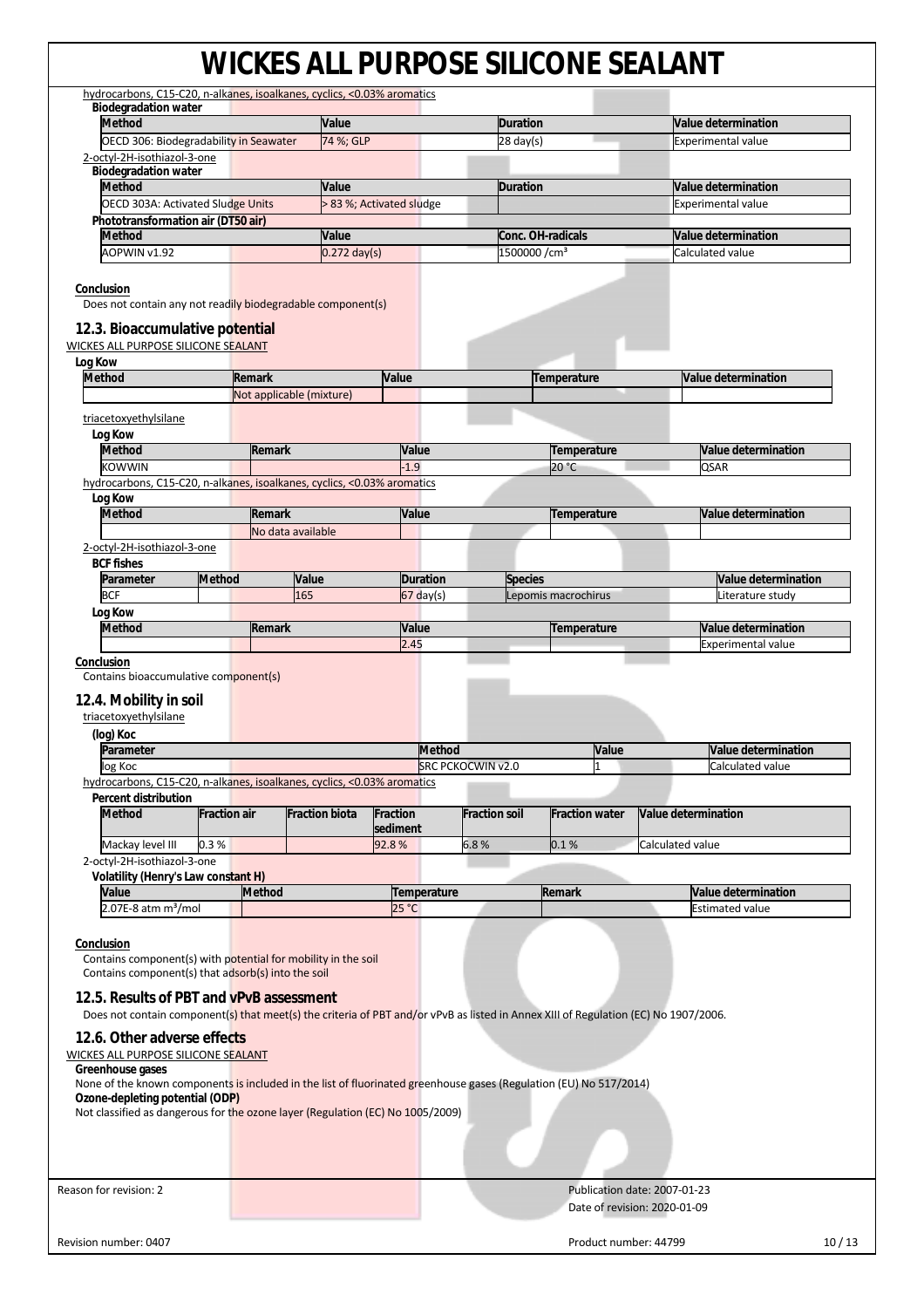hydrocarbons, C15-C20, n-alkanes, isoalkanes, cyclics, <0.03% aromatics

**Biodegradation water**

| Method | Value | Duration | Value determination |
|---|---|---|---|
| OECD 306: Biodegradability in Seawater | 74 %; GLP | 28 day(s) | Experimental value |

2-octyl-2H-isothiazol-3-one

**Biodegradation water**

| Method | Value | Duration | Value determination |
|---|---|---|---|
| OECD 303A: Activated Sludge Units | > 83 %; Activated sludge | | Experimental value |

**Phototransformation air (DT50 air)**

| Method | Value | Conc. OH-radicals | Value determination |
|---|---|---|---|
| AOPWIN v1.92 | 0.272 day(s) | 1500000 /cm³ | Calculated value |

**Conclusion**

Does not contain any not readily biodegradable component(s)

### 12.3. Bioaccumulative potential

WICKES ALL PURPOSE SILICONE SEALANT

**Log Kow**

| Method | Remark | Value | Temperature | Value determination |
|---|---|---|---|---|
| | Not applicable (mixture) | | | |

triacetoxyethylsilane

**Log Kow**

| Method | Remark | Value | Temperature | Value determination |
|---|---|---|---|---|
| KOWWIN | | -1.9 | 20 °C | QSAR |

hydrocarbons, C15-C20, n-alkanes, isoalkanes, cyclics, <0.03% aromatics

**Log Kow**

| Method | Remark | Value | Temperature | Value determination |
|---|---|---|---|---|
| | No data available | | | |

2-octyl-2H-isothiazol-3-one

**BCF fishes**

| Parameter | Method | Value | Duration | Species | Value determination |
|---|---|---|---|---|---|
| BCF | | 165 | 67 day(s) | Lepomis macrochirus | Literature study |

**Log Kow**

| Method | Remark | Value | Temperature | Value determination |
|---|---|---|---|---|
| | | 2.45 | | Experimental value |

**Conclusion**

Contains bioaccumulative component(s)

### 12.4. Mobility in soil

triacetoxyethylsilane

**(log) Koc**

| Parameter | Method | Value | Value determination |
|---|---|---|---|
| log Koc | SRC PCKOCWIN v2.0 | 1 | Calculated value |

hydrocarbons, C15-C20, n-alkanes, isoalkanes, cyclics, <0.03% aromatics

**Percent distribution**

| Method | Fraction air | Fraction biota | Fraction sediment | Fraction soil | Fraction water | Value determination |
|---|---|---|---|---|---|---|
| Mackay level III | 0.3 % | | 92.8 % | 6.8 % | 0.1 % | Calculated value |

2-octyl-2H-isothiazol-3-one

**Volatility (Henry's Law constant H)**

| Value | Method | Temperature | Remark | Value determination |
|---|---|---|---|---|
| 2.07E-8 atm m³/mol | | 25 °C | | Estimated value |

**Conclusion**

Contains component(s) with potential for mobility in the soil
Contains component(s) that adsorb(s) into the soil

### 12.5. Results of PBT and vPvB assessment

Does not contain component(s) that meet(s) the criteria of PBT and/or vPvB as listed in Annex XIII of Regulation (EC) No 1907/2006.

### 12.6. Other adverse effects

WICKES ALL PURPOSE SILICONE SEALANT

**Greenhouse gases**

None of the known components is included in the list of fluorinated greenhouse gases (Regulation (EU) No 517/2014)

**Ozone-depleting potential (ODP)**

Not classified as dangerous for the ozone layer (Regulation (EC) No 1005/2009)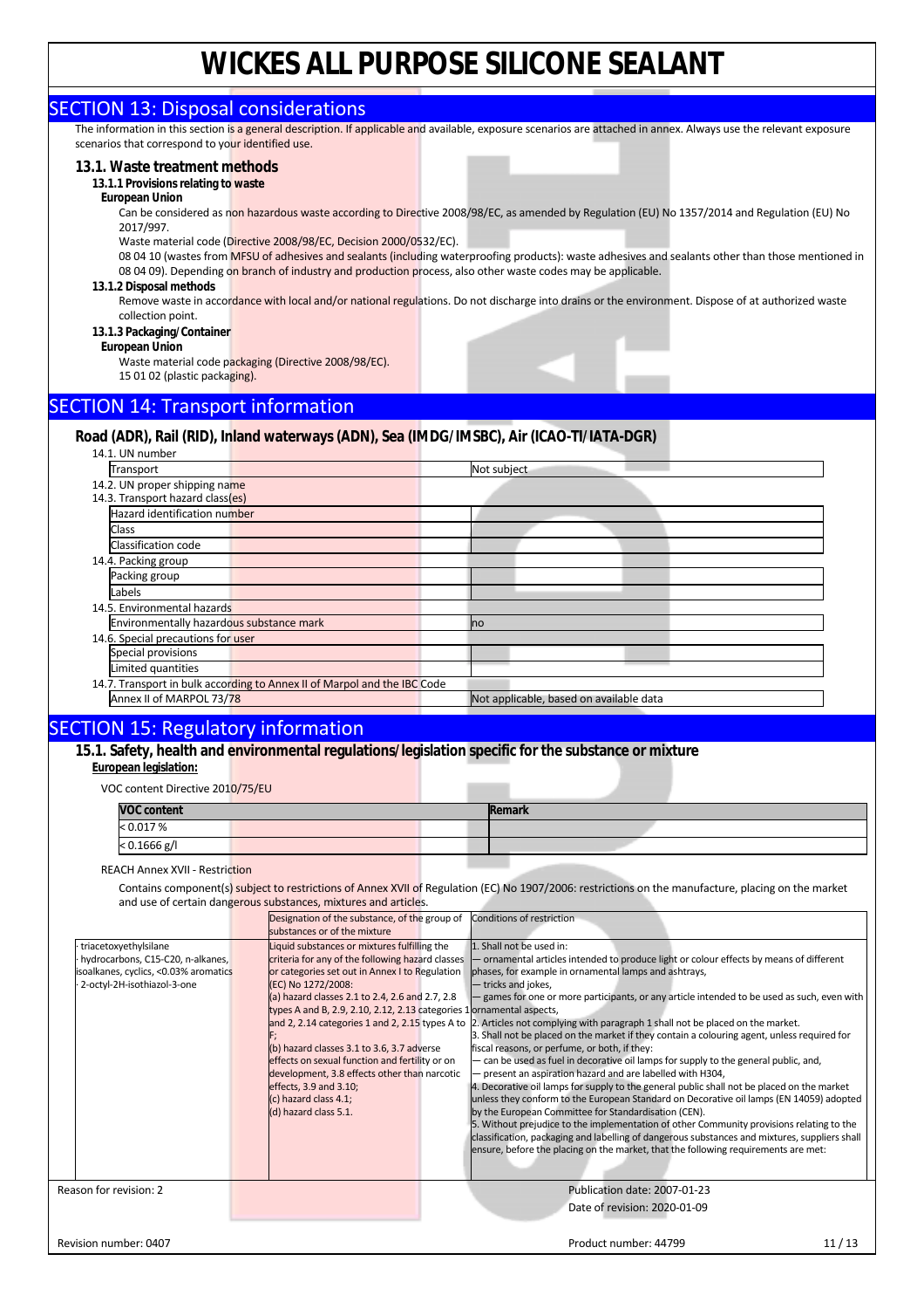# WICKES ALL PURPOSE SILICONE SEALANT

## SECTION 13: Disposal considerations

The information in this section is a general description. If applicable and available, exposure scenarios are attached in annex. Always use the relevant exposure scenarios that correspond to your identified use.

### 13.1. Waste treatment methods

#### 13.1.1 Provisions relating to waste

**European Union**

Can be considered as non hazardous waste according to Directive 2008/98/EC, as amended by Regulation (EU) No 1357/2014 and Regulation (EU) No 2017/997.

Waste material code (Directive 2008/98/EC, Decision 2000/0532/EC).

08 04 10 (wastes from MFSU of adhesives and sealants (including waterproofing products): waste adhesives and sealants other than those mentioned in 08 04 09). Depending on branch of industry and production process, also other waste codes may be applicable.

#### 13.1.2 Disposal methods

Remove waste in accordance with local and/or national regulations. Do not discharge into drains or the environment. Dispose of at authorized waste collection point.

#### 13.1.3 Packaging/Container

**European Union**

Waste material code packaging (Directive 2008/98/EC).

15 01 02 (plastic packaging).

## SECTION 14: Transport information

### Road (ADR), Rail (RID), Inland waterways (ADN), Sea (IMDG/IMSBC), Air (ICAO-TI/IATA-DGR)

14.1. UN number

| Transport | Not subject |
|---|---|

14.2. UN proper shipping name

14.3. Transport hazard class(es)

| Hazard identification number | |
|---|---|
| Class | |
| Classification code | |

14.4. Packing group

| Packing group | |
|---|---|
| Labels | |

14.5. Environmental hazards

| Environmentally hazardous substance mark | no |
|---|---|

14.6. Special precautions for user

| Special provisions | |
|---|---|
| Limited quantities | |

14.7. Transport in bulk according to Annex II of Marpol and the IBC Code

| Annex II of MARPOL 73/78 | Not applicable, based on available data |
|---|---|

## SECTION 15: Regulatory information

### 15.1. Safety, health and environmental regulations/legislation specific for the substance or mixture

**European legislation:**

VOC content Directive 2010/75/EU

| VOC content | Remark |
|---|---|
| < 0.017 % | |
| < 0.1666 g/l | |

REACH Annex XVII - Restriction

Contains component(s) subject to restrictions of Annex XVII of Regulation (EC) No 1907/2006: restrictions on the manufacture, placing on the market and use of certain dangerous substances, mixtures and articles.

| | Designation of the substance, of the group of substances or of the mixture | Conditions of restriction |
|---|---|---|
| · triacetoxyethylsilane<br>· hydrocarbons, C15-C20, n-alkanes, isoalkanes, cyclics, <0.03% aromatics<br>· 2-octyl-2H-isothiazol-3-one | Liquid substances or mixtures fulfilling the criteria for any of the following hazard classes or categories set out in Annex I to Regulation (EC) No 1272/2008:<br>(a) hazard classes 2.1 to 2.4, 2.6 and 2.7, 2.8 types A and B, 2.9, 2.10, 2.12, 2.13 categories 1 and 2, 2.14 categories 1 and 2, 2.15 types A to F;<br>(b) hazard classes 3.1 to 3.6, 3.7 adverse effects on sexual function and fertility or on development, 3.8 effects other than narcotic effects, 3.9 and 3.10;<br>(c) hazard class 4.1;<br>(d) hazard class 5.1. | 1. Shall not be used in:<br>— ornamental articles intended to produce light or colour effects by means of different phases, for example in ornamental lamps and ashtrays,<br>— tricks and jokes,<br>— games for one or more participants, or any article intended to be used as such, even with ornamental aspects,<br>2. Articles not complying with paragraph 1 shall not be placed on the market.<br>3. Shall not be placed on the market if they contain a colouring agent, unless required for fiscal reasons, or perfume, or both, if they:<br>— can be used as fuel in decorative oil lamps for supply to the general public, and,<br>— present an aspiration hazard and are labelled with H304,<br>4. Decorative oil lamps for supply to the general public shall not be placed on the market unless they conform to the European Standard on Decorative oil lamps (EN 14059) adopted by the European Committee for Standardisation (CEN).<br>5. Without prejudice to the implementation of other Community provisions relating to the classification, packaging and labelling of dangerous substances and mixtures, suppliers shall ensure, before the placing on the market, that the following requirements are met: |

Reason for revision: 2

Publication date: 2007-01-23

Date of revision: 2020-01-09

Revision number: 0407

Product number: 44799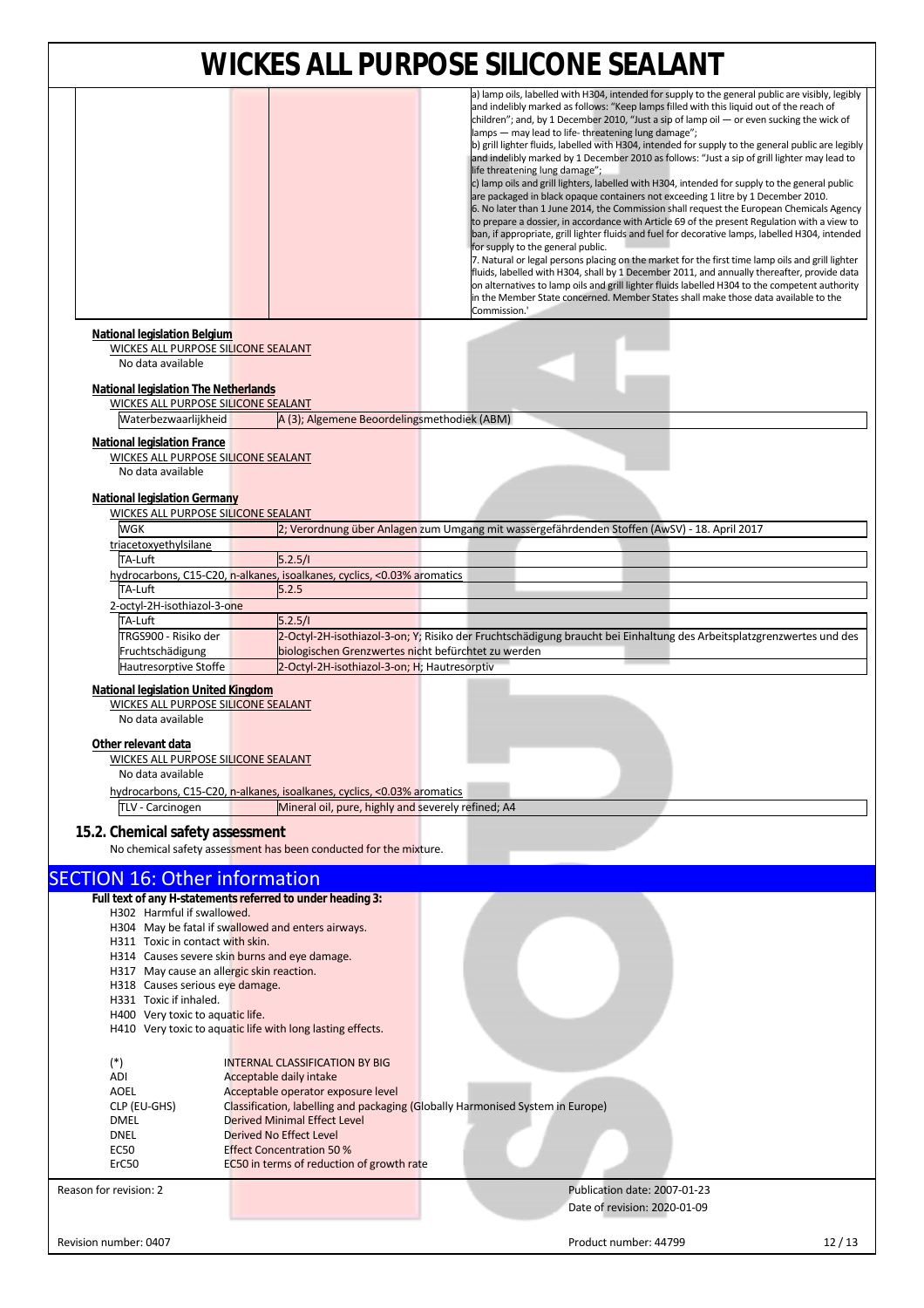| | | |
|---|---|---|
| | | a) lamp oils, labelled with H304, intended for supply to the general public are visibly, legibly and indelibly marked as follows: "Keep lamps filled with this liquid out of the reach of children"; and, by 1 December 2010, "Just a sip of lamp oil — or even sucking the wick of lamps — may lead to life- threatening lung damage";<br>b) grill lighter fluids, labelled with H304, intended for supply to the general public are legibly and indelibly marked by 1 December 2010 as follows: "Just a sip of grill lighter may lead to life threatening lung damage";<br>c) lamp oils and grill lighters, labelled with H304, intended for supply to the general public are packaged in black opaque containers not exceeding 1 litre by 1 December 2010.<br>6. No later than 1 June 2014, the Commission shall request the European Chemicals Agency to prepare a dossier, in accordance with Article 69 of the present Regulation with a view to ban, if appropriate, grill lighter fluids and fuel for decorative lamps, labelled H304, intended for supply to the general public.<br>7. Natural or legal persons placing on the market for the first time lamp oils and grill lighter fluids, labelled with H304, shall by 1 December 2011, and annually thereafter, provide data on alternatives to lamp oils and grill lighter fluids labelled H304 to the competent authority in the Member State concerned. Member States shall make those data available to the Commission.' |

**National legislation Belgium**

WICKES ALL PURPOSE SILICONE SEALANT

No data available

**National legislation The Netherlands**

WICKES ALL PURPOSE SILICONE SEALANT

| | |
|---|---|
| Waterbezwaarlijkheid | A (3); Algemene Beoordelingsmethodiek (ABM) |

**National legislation France**

WICKES ALL PURPOSE SILICONE SEALANT

No data available

**National legislation Germany**

WICKES ALL PURPOSE SILICONE SEALANT

| | |
|---|---|
| WGK | 2; Verordnung über Anlagen zum Umgang mit wassergefährdenden Stoffen (AwSV) - 18. April 2017 |

triacetoxyethylsilane

| | |
|---|---|
| TA-Luft | 5.2.5/I |

hydrocarbons, C15-C20, n-alkanes, isoalkanes, cyclics, <0.03% aromatics

| | |
|---|---|
| TA-Luft | 5.2.5 |

2-octyl-2H-isothiazol-3-one

| | |
|---|---|
| TA-Luft | 5.2.5/I |
| TRGS900 - Risiko der Fruchtschädigung | 2-Octyl-2H-isothiazol-3-on; Y; Risiko der Fruchtschädigung braucht bei Einhaltung des Arbeitsplatzgrenzwertes und des biologischen Grenzwertes nicht befürchtet zu werden |
| Hautresorptive Stoffe | 2-Octyl-2H-isothiazol-3-on; H; Hautresorptiv |

**National legislation United Kingdom**

WICKES ALL PURPOSE SILICONE SEALANT

No data available

**Other relevant data**

WICKES ALL PURPOSE SILICONE SEALANT

No data available

hydrocarbons, C15-C20, n-alkanes, isoalkanes, cyclics, <0.03% aromatics

| | |
|---|---|
| TLV - Carcinogen | Mineral oil, pure, highly and severely refined; A4 |

### 15.2. Chemical safety assessment

No chemical safety assessment has been conducted for the mixture.

## SECTION 16: Other information

**Full text of any H-statements referred to under heading 3:**

- H302 Harmful if swallowed.
- H304 May be fatal if swallowed and enters airways.
- H311 Toxic in contact with skin.
- H314 Causes severe skin burns and eye damage.
- H317 May cause an allergic skin reaction.
- H318 Causes serious eye damage.
- H331 Toxic if inhaled.
- H400 Very toxic to aquatic life.
- H410 Very toxic to aquatic life with long lasting effects.

| | |
|---|---|
| (*) | INTERNAL CLASSIFICATION BY BIG |
| ADI | Acceptable daily intake |
| AOEL | Acceptable operator exposure level |
| CLP (EU-GHS) | Classification, labelling and packaging (Globally Harmonised System in Europe) |
| DMEL | Derived Minimal Effect Level |
| DNEL | Derived No Effect Level |
| EC50 | Effect Concentration 50 % |
| ErC50 | EC50 in terms of reduction of growth rate |

Reason for revision: 2 — Publication date: 2007-01-23 — Date of revision: 2020-01-09

Revision number: 0407 — Product number: 44799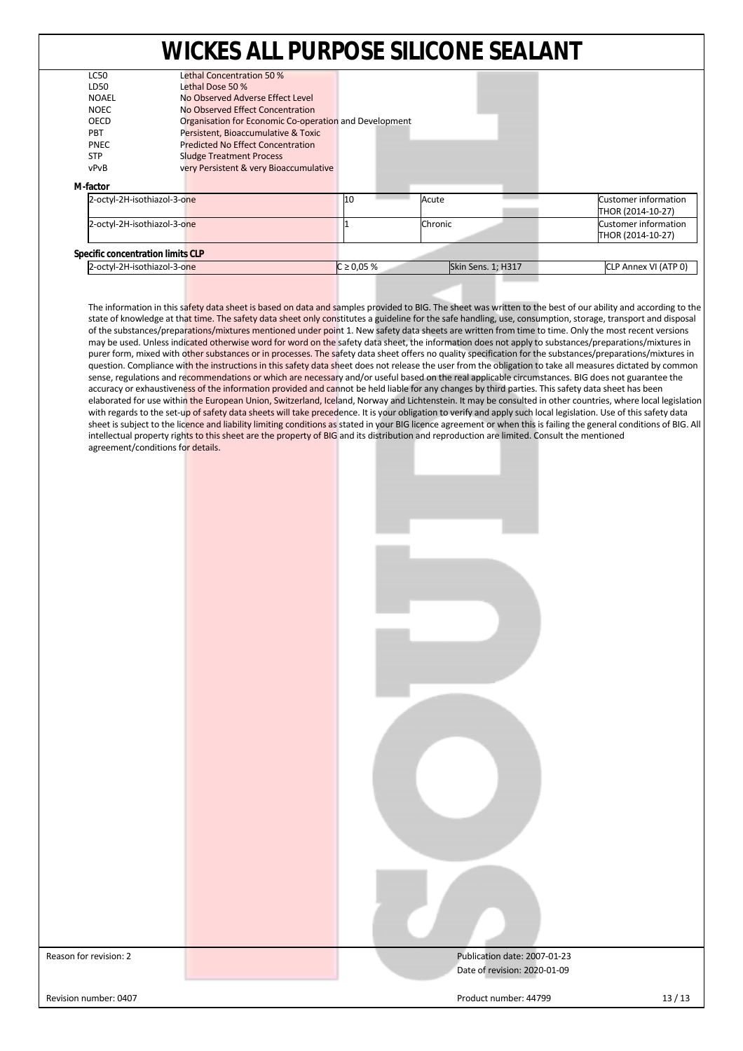| | |
|---|---|
| LC50 | Lethal Concentration 50 % |
| LD50 | Lethal Dose 50 % |
| NOAEL | No Observed Adverse Effect Level |
| NOEC | No Observed Effect Concentration |
| OECD | Organisation for Economic Co-operation and Development |
| PBT | Persistent, Bioaccumulative & Toxic |
| PNEC | Predicted No Effect Concentration |
| STP | Sludge Treatment Process |
| vPvB | very Persistent & very Bioaccumulative |

**M-factor**

| | | | |
|---|---|---|---|
| 2-octyl-2H-isothiazol-3-one | 10 | Acute | Customer information THOR (2014-10-27) |
| 2-octyl-2H-isothiazol-3-one | 1 | Chronic | Customer information THOR (2014-10-27) |

**Specific concentration limits CLP**

| | | | |
|---|---|---|---|
| 2-octyl-2H-isothiazol-3-one | C ≥ 0,05 % | Skin Sens. 1; H317 | CLP Annex VI (ATP 0) |

The information in this safety data sheet is based on data and samples provided to BIG. The sheet was written to the best of our ability and according to the state of knowledge at that time. The safety data sheet only constitutes a guideline for the safe handling, use, consumption, storage, transport and disposal of the substances/preparations/mixtures mentioned under point 1. New safety data sheets are written from time to time. Only the most recent versions may be used. Unless indicated otherwise word for word on the safety data sheet, the information does not apply to substances/preparations/mixtures in purer form, mixed with other substances or in processes. The safety data sheet offers no quality specification for the substances/preparations/mixtures in question. Compliance with the instructions in this safety data sheet does not release the user from the obligation to take all measures dictated by common sense, regulations and recommendations or which are necessary and/or useful based on the real applicable circumstances. BIG does not guarantee the accuracy or exhaustiveness of the information provided and cannot be held liable for any changes by third parties. This safety data sheet has been elaborated for use within the European Union, Switzerland, Iceland, Norway and Lichtenstein. It may be consulted in other countries, where local legislation with regards to the set-up of safety data sheets will take precedence. It is your obligation to verify and apply such local legislation. Use of this safety data sheet is subject to the licence and liability limiting conditions as stated in your BIG licence agreement or when this is failing the general conditions of BIG. All intellectual property rights to this sheet are the property of BIG and its distribution and reproduction are limited. Consult the mentioned agreement/conditions for details.